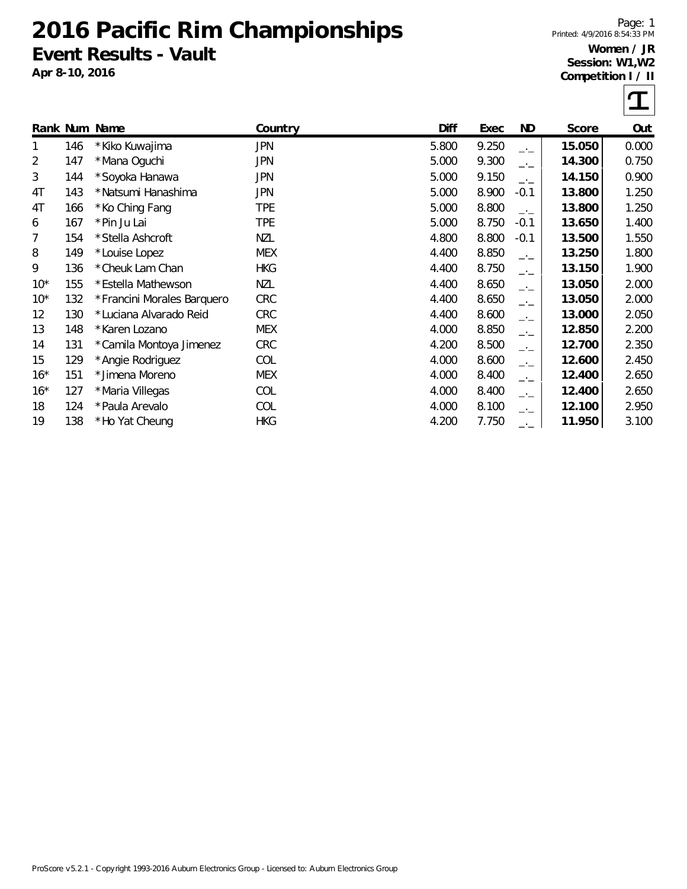# 2016 Pacific Rim Championships

## Event Results - Vault

**Apr 8-10, 2016**

**Women / JR**
**Session: W1,W2**
**Competition I / II**

| Rank | Num | Name | Country | Diff | Exec | ND | Score | Out |
|---|---|---|---|---|---|---|---|---|
| 1 | 146 | * Kiko Kuwajima | JPN | 5.800 | 9.250 | _._ | **15.050** | 0.000 |
| 2 | 147 | * Mana Oguchi | JPN | 5.000 | 9.300 | _._ | **14.300** | 0.750 |
| 3 | 144 | * Soyoka Hanawa | JPN | 5.000 | 9.150 | _._ | **14.150** | 0.900 |
| 4T | 143 | * Natsumi Hanashima | JPN | 5.000 | 8.900 | -0.1 | **13.800** | 1.250 |
| 4T | 166 | * Ko Ching Fang | TPE | 5.000 | 8.800 | _._ | **13.800** | 1.250 |
| 6 | 167 | * Pin Ju Lai | TPE | 5.000 | 8.750 | -0.1 | **13.650** | 1.400 |
| 7 | 154 | * Stella Ashcroft | NZL | 4.800 | 8.800 | -0.1 | **13.500** | 1.550 |
| 8 | 149 | * Louise Lopez | MEX | 4.400 | 8.850 | _._ | **13.250** | 1.800 |
| 9 | 136 | * Cheuk Lam Chan | HKG | 4.400 | 8.750 | _._ | **13.150** | 1.900 |
| 10* | 155 | * Estella Mathewson | NZL | 4.400 | 8.650 | _._ | **13.050** | 2.000 |
| 10* | 132 | * Francini Morales Barquero | CRC | 4.400 | 8.650 | _._ | **13.050** | 2.000 |
| 12 | 130 | * Luciana Alvarado Reid | CRC | 4.400 | 8.600 | _._ | **13.000** | 2.050 |
| 13 | 148 | * Karen Lozano | MEX | 4.000 | 8.850 | _._ | **12.850** | 2.200 |
| 14 | 131 | * Camila Montoya Jimenez | CRC | 4.200 | 8.500 | _._ | **12.700** | 2.350 |
| 15 | 129 | * Angie Rodriguez | COL | 4.000 | 8.600 | _._ | **12.600** | 2.450 |
| 16* | 151 | * Jimena Moreno | MEX | 4.000 | 8.400 | _._ | **12.400** | 2.650 |
| 16* | 127 | * Maria Villegas | COL | 4.000 | 8.400 | _._ | **12.400** | 2.650 |
| 18 | 124 | * Paula Arevalo | COL | 4.000 | 8.100 | _._ | **12.100** | 2.950 |
| 19 | 138 | * Ho Yat Cheung | HKG | 4.200 | 7.750 | _._ | **11.950** | 3.100 |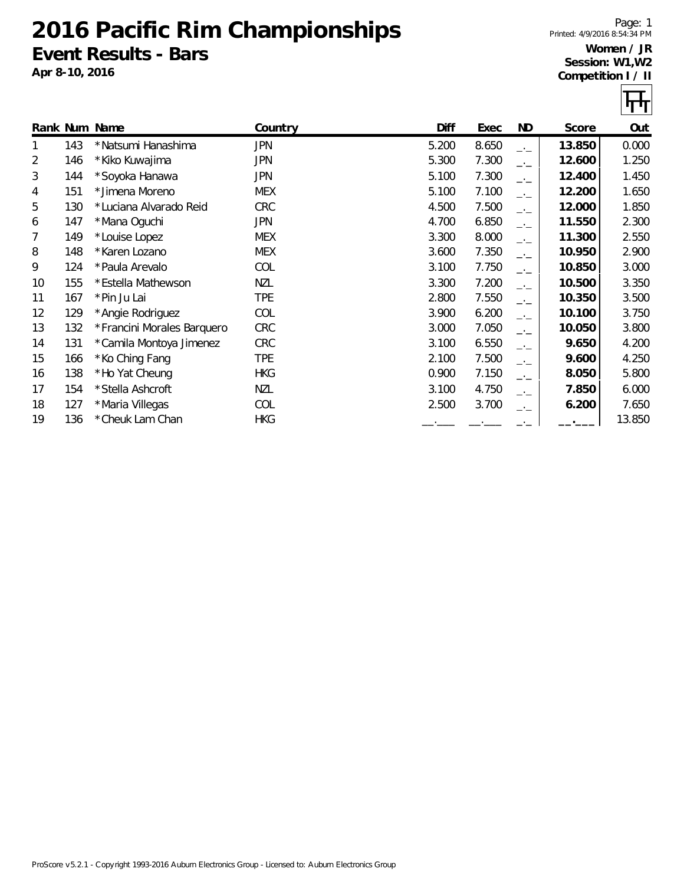# 2016 Pacific Rim Championships

## Event Results - Bars

**Apr 8-10, 2016**

**Women / JR**
**Session: W1,W2**
**Competition I / II**

| Rank | Num | Name | Country | Diff | Exec | ND | Score | Out |
|---|---|---|---|---|---|---|---|---|
| 1 | 143 | *Natsumi Hanashima | JPN | 5.200 | 8.650 | _._ | **13.850** | 0.000 |
| 2 | 146 | *Kiko Kuwajima | JPN | 5.300 | 7.300 | _._ | **12.600** | 1.250 |
| 3 | 144 | *Soyoka Hanawa | JPN | 5.100 | 7.300 | _._ | **12.400** | 1.450 |
| 4 | 151 | *Jimena Moreno | MEX | 5.100 | 7.100 | _._ | **12.200** | 1.650 |
| 5 | 130 | *Luciana Alvarado Reid | CRC | 4.500 | 7.500 | _._ | **12.000** | 1.850 |
| 6 | 147 | *Mana Oguchi | JPN | 4.700 | 6.850 | _._ | **11.550** | 2.300 |
| 7 | 149 | *Louise Lopez | MEX | 3.300 | 8.000 | _._ | **11.300** | 2.550 |
| 8 | 148 | *Karen Lozano | MEX | 3.600 | 7.350 | _._ | **10.950** | 2.900 |
| 9 | 124 | *Paula Arevalo | COL | 3.100 | 7.750 | _._ | **10.850** | 3.000 |
| 10 | 155 | *Estella Mathewson | NZL | 3.300 | 7.200 | _._ | **10.500** | 3.350 |
| 11 | 167 | *Pin Ju Lai | TPE | 2.800 | 7.550 | _._ | **10.350** | 3.500 |
| 12 | 129 | *Angie Rodriguez | COL | 3.900 | 6.200 | _._ | **10.100** | 3.750 |
| 13 | 132 | *Francini Morales Barquero | CRC | 3.000 | 7.050 | _._ | **10.050** | 3.800 |
| 14 | 131 | *Camila Montoya Jimenez | CRC | 3.100 | 6.550 | _._ | **9.650** | 4.200 |
| 15 | 166 | *Ko Ching Fang | TPE | 2.100 | 7.500 | _._ | **9.600** | 4.250 |
| 16 | 138 | *Ho Yat Cheung | HKG | 0.900 | 7.150 | _._ | **8.050** | 5.800 |
| 17 | 154 | *Stella Ashcroft | NZL | 3.100 | 4.750 | _._ | **7.850** | 6.000 |
| 18 | 127 | *Maria Villegas | COL | 2.500 | 3.700 | _._ | **6.200** | 7.650 |
| 19 | 136 | *Cheuk Lam Chan | HKG | __.___ | __.___ | _._ | **__.___** | 13.850 |

ProScore v5.2.1 - Copyright 1993-2016 Auburn Electronics Group - Licensed to: Auburn Electronics Group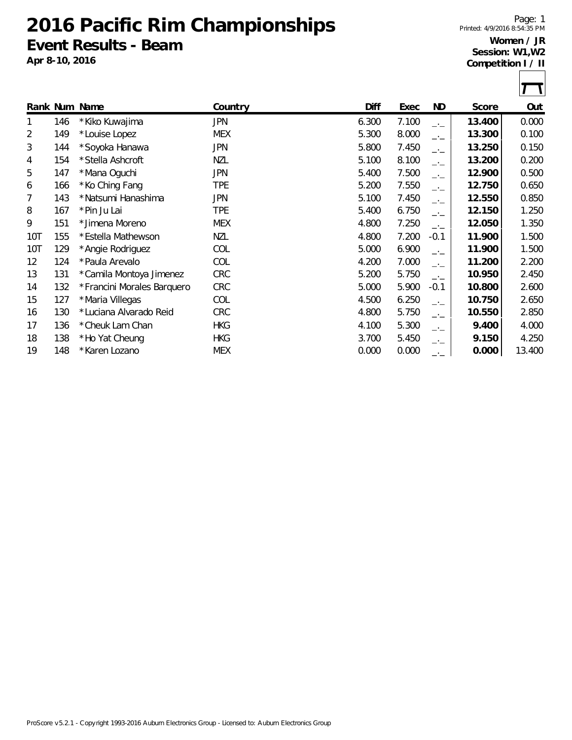# 2016 Pacific Rim Championships

## Event Results - Beam

**Apr 8-10, 2016**

Printed: 4/9/2016 8:54:35 PM

**Women / JR**
**Session: W1,W2**
**Competition I / II**

| Rank | Num | Name | Country | Diff | Exec | ND | Score | Out |
|---|---|---|---|---|---|---|---|---|
| 1 | 146 | *Kiko Kuwajima | JPN | 6.300 | 7.100 | _._ | **13.400** | 0.000 |
| 2 | 149 | *Louise Lopez | MEX | 5.300 | 8.000 | _._ | **13.300** | 0.100 |
| 3 | 144 | *Soyoka Hanawa | JPN | 5.800 | 7.450 | _._ | **13.250** | 0.150 |
| 4 | 154 | *Stella Ashcroft | NZL | 5.100 | 8.100 | _._ | **13.200** | 0.200 |
| 5 | 147 | *Mana Oguchi | JPN | 5.400 | 7.500 | _._ | **12.900** | 0.500 |
| 6 | 166 | *Ko Ching Fang | TPE | 5.200 | 7.550 | _._ | **12.750** | 0.650 |
| 7 | 143 | *Natsumi Hanashima | JPN | 5.100 | 7.450 | _._ | **12.550** | 0.850 |
| 8 | 167 | *Pin Ju Lai | TPE | 5.400 | 6.750 | _._ | **12.150** | 1.250 |
| 9 | 151 | *Jimena Moreno | MEX | 4.800 | 7.250 | _._ | **12.050** | 1.350 |
| 10T | 155 | *Estella Mathewson | NZL | 4.800 | 7.200 | -0.1 | **11.900** | 1.500 |
| 10T | 129 | *Angie Rodriguez | COL | 5.000 | 6.900 | _._ | **11.900** | 1.500 |
| 12 | 124 | *Paula Arevalo | COL | 4.200 | 7.000 | _._ | **11.200** | 2.200 |
| 13 | 131 | *Camila Montoya Jimenez | CRC | 5.200 | 5.750 | _._ | **10.950** | 2.450 |
| 14 | 132 | *Francini Morales Barquero | CRC | 5.000 | 5.900 | -0.1 | **10.800** | 2.600 |
| 15 | 127 | *Maria Villegas | COL | 4.500 | 6.250 | _._ | **10.750** | 2.650 |
| 16 | 130 | *Luciana Alvarado Reid | CRC | 4.800 | 5.750 | _._ | **10.550** | 2.850 |
| 17 | 136 | *Cheuk Lam Chan | HKG | 4.100 | 5.300 | _._ | **9.400** | 4.000 |
| 18 | 138 | *Ho Yat Cheung | HKG | 3.700 | 5.450 | _._ | **9.150** | 4.250 |
| 19 | 148 | *Karen Lozano | MEX | 0.000 | 0.000 | _._ | **0.000** | 13.400 |

ProScore v5.2.1 - Copyright 1993-2016 Auburn Electronics Group - Licensed to: Auburn Electronics Group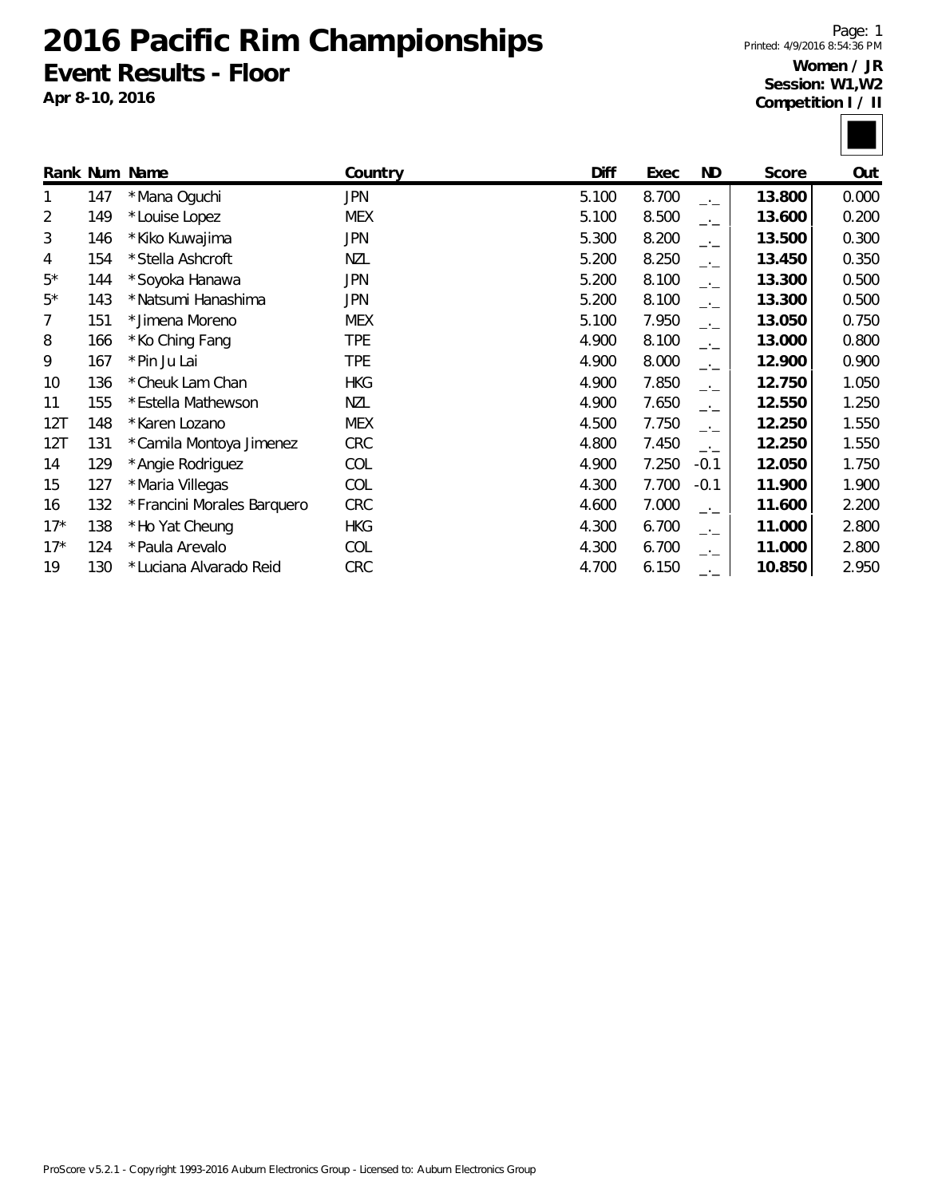# 2016 Pacific Rim Championships

## Event Results - Floor

**Apr 8-10, 2016**

Page: 1
Printed: 4/9/2016 8:54:36 PM

**Women / JR**
**Session: W1,W2**
**Competition I / II**

| Rank | Num | Name | Country | Diff | Exec | ND | Score | Out |
|---|---|---|---|---|---|---|---|---|
| 1 | 147 | *Mana Oguchi | JPN | 5.100 | 8.700 | _._ | **13.800** | 0.000 |
| 2 | 149 | *Louise Lopez | MEX | 5.100 | 8.500 | _._ | **13.600** | 0.200 |
| 3 | 146 | *Kiko Kuwajima | JPN | 5.300 | 8.200 | _._ | **13.500** | 0.300 |
| 4 | 154 | *Stella Ashcroft | NZL | 5.200 | 8.250 | _._ | **13.450** | 0.350 |
| 5* | 144 | *Soyoka Hanawa | JPN | 5.200 | 8.100 | _._ | **13.300** | 0.500 |
| 5* | 143 | *Natsumi Hanashima | JPN | 5.200 | 8.100 | _._ | **13.300** | 0.500 |
| 7 | 151 | *Jimena Moreno | MEX | 5.100 | 7.950 | _._ | **13.050** | 0.750 |
| 8 | 166 | *Ko Ching Fang | TPE | 4.900 | 8.100 | _._ | **13.000** | 0.800 |
| 9 | 167 | *Pin Ju Lai | TPE | 4.900 | 8.000 | _._ | **12.900** | 0.900 |
| 10 | 136 | *Cheuk Lam Chan | HKG | 4.900 | 7.850 | _._ | **12.750** | 1.050 |
| 11 | 155 | *Estella Mathewson | NZL | 4.900 | 7.650 | _._ | **12.550** | 1.250 |
| 12T | 148 | *Karen Lozano | MEX | 4.500 | 7.750 | _._ | **12.250** | 1.550 |
| 12T | 131 | *Camila Montoya Jimenez | CRC | 4.800 | 7.450 | _._ | **12.250** | 1.550 |
| 14 | 129 | *Angie Rodriguez | COL | 4.900 | 7.250 | -0.1 | **12.050** | 1.750 |
| 15 | 127 | *Maria Villegas | COL | 4.300 | 7.700 | -0.1 | **11.900** | 1.900 |
| 16 | 132 | *Francini Morales Barquero | CRC | 4.600 | 7.000 | _._ | **11.600** | 2.200 |
| 17* | 138 | *Ho Yat Cheung | HKG | 4.300 | 6.700 | _._ | **11.000** | 2.800 |
| 17* | 124 | *Paula Arevalo | COL | 4.300 | 6.700 | _._ | **11.000** | 2.800 |
| 19 | 130 | *Luciana Alvarado Reid | CRC | 4.700 | 6.150 | _._ | **10.850** | 2.950 |

ProScore v5.2.1 - Copyright 1993-2016 Auburn Electronics Group - Licensed to: Auburn Electronics Group